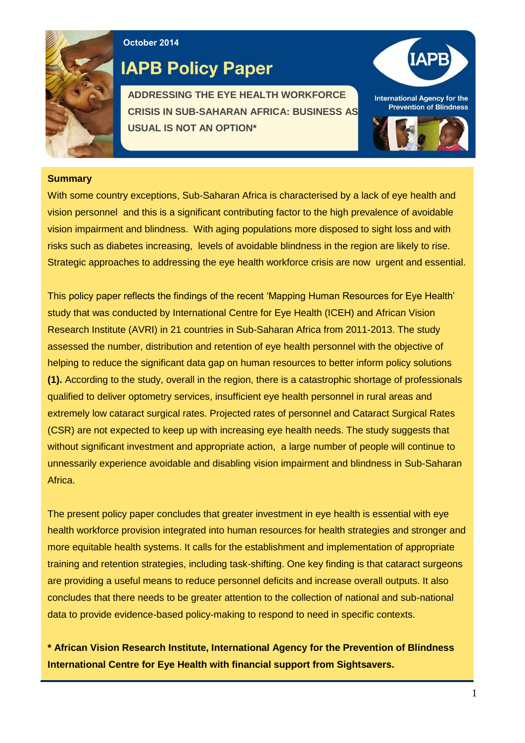October 2014

# IAPB Policy Paper

**ADDRESSING THE EYE HEALTH WORKFORCE CRISIS IN SUB-SAHARAN AFRICA: BUSINESS AS USUAL IS NOT AN OPTION***

International Agency for the Prevention of Blindness

## Summary

With some country exceptions, Sub-Saharan Africa is characterised by a lack of eye health and vision personnel and this is a significant contributing factor to the high prevalence of avoidable vision impairment and blindness. With aging populations more disposed to sight loss and with risks such as diabetes increasing, levels of avoidable blindness in the region are likely to rise. Strategic approaches to addressing the eye health workforce crisis are now urgent and essential.

This policy paper reflects the findings of the recent 'Mapping Human Resources for Eye Health' study that was conducted by International Centre for Eye Health (ICEH) and African Vision Research Institute (AVRI) in 21 countries in Sub-Saharan Africa from 2011-2013. The study assessed the number, distribution and retention of eye health personnel with the objective of helping to reduce the significant data gap on human resources to better inform policy solutions **(1).** According to the study, overall in the region, there is a catastrophic shortage of professionals qualified to deliver optometry services, insufficient eye health personnel in rural areas and extremely low cataract surgical rates. Projected rates of personnel and Cataract Surgical Rates (CSR) are not expected to keep up with increasing eye health needs. The study suggests that without significant investment and appropriate action, a large number of people will continue to unnessarily experience avoidable and disabling vision impairment and blindness in Sub-Saharan Africa.

The present policy paper concludes that greater investment in eye health is essential with eye health workforce provision integrated into human resources for health strategies and stronger and more equitable health systems. It calls for the establishment and implementation of appropriate training and retention strategies, including task-shifting. One key finding is that cataract surgeons are providing a useful means to reduce personnel deficits and increase overall outputs. It also concludes that there needs to be greater attention to the collection of national and sub-national data to provide evidence-based policy-making to respond to need in specific contexts.

**\* African Vision Research Institute, International Agency for the Prevention of Blindness International Centre for Eye Health with financial support from Sightsavers.**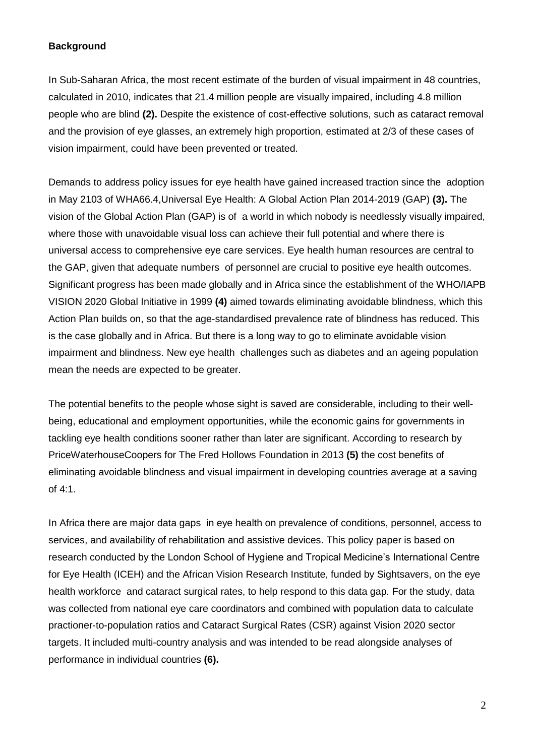**Background**

In Sub-Saharan Africa, the most recent estimate of the burden of visual impairment in 48 countries, calculated in 2010, indicates that 21.4 million people are visually impaired, including 4.8 million people who are blind **(2).** Despite the existence of cost-effective solutions, such as cataract removal and the provision of eye glasses, an extremely high proportion, estimated at 2/3 of these cases of vision impairment, could have been prevented or treated.

Demands to address policy issues for eye health have gained increased traction since the adoption in May 2103 of WHA66.4,Universal Eye Health: A Global Action Plan 2014-2019 (GAP) **(3).** The vision of the Global Action Plan (GAP) is of a world in which nobody is needlessly visually impaired, where those with unavoidable visual loss can achieve their full potential and where there is universal access to comprehensive eye care services. Eye health human resources are central to the GAP, given that adequate numbers of personnel are crucial to positive eye health outcomes. Significant progress has been made globally and in Africa since the establishment of the WHO/IAPB VISION 2020 Global Initiative in 1999 **(4)** aimed towards eliminating avoidable blindness, which this Action Plan builds on, so that the age-standardised prevalence rate of blindness has reduced. This is the case globally and in Africa. But there is a long way to go to eliminate avoidable vision impairment and blindness. New eye health challenges such as diabetes and an ageing population mean the needs are expected to be greater.

The potential benefits to the people whose sight is saved are considerable, including to their well-being, educational and employment opportunities, while the economic gains for governments in tackling eye health conditions sooner rather than later are significant. According to research by PriceWaterhouseCoopers for The Fred Hollows Foundation in 2013 **(5)** the cost benefits of eliminating avoidable blindness and visual impairment in developing countries average at a saving of 4:1.

In Africa there are major data gaps in eye health on prevalence of conditions, personnel, access to services, and availability of rehabilitation and assistive devices. This policy paper is based on research conducted by the London School of Hygiene and Tropical Medicine's International Centre for Eye Health (ICEH) and the African Vision Research Institute, funded by Sightsavers, on the eye health workforce and cataract surgical rates, to help respond to this data gap. For the study, data was collected from national eye care coordinators and combined with population data to calculate practioner-to-population ratios and Cataract Surgical Rates (CSR) against Vision 2020 sector targets. It included multi-country analysis and was intended to be read alongside analyses of performance in individual countries **(6).**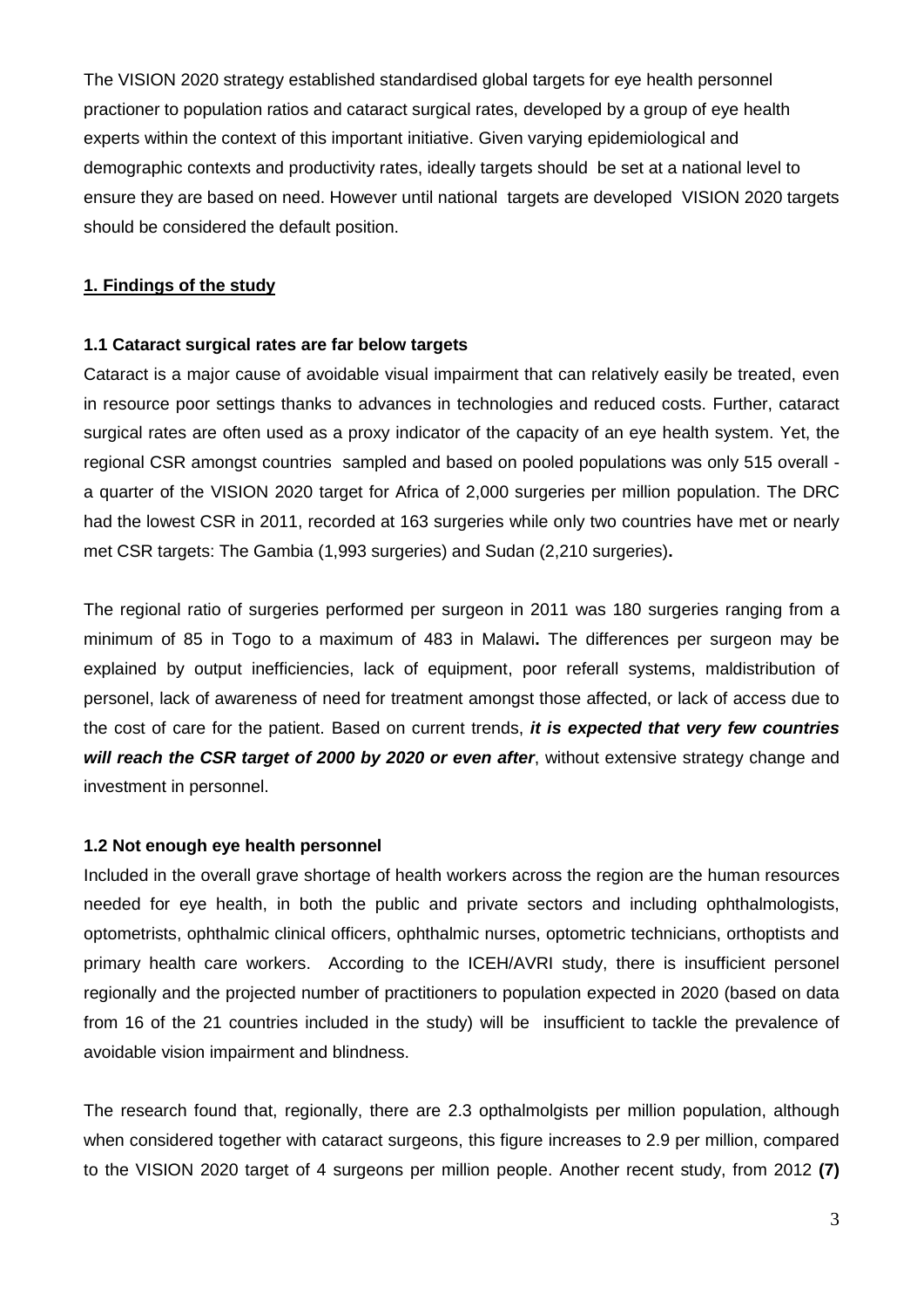The VISION 2020 strategy established standardised global targets for eye health personnel practioner to population ratios and cataract surgical rates, developed by a group of eye health experts within the context of this important initiative. Given varying epidemiological and demographic contexts and productivity rates, ideally targets should be set at a national level to ensure they are based on need. However until national targets are developed VISION 2020 targets should be considered the default position.

## 1. Findings of the study

### 1.1 Cataract surgical rates are far below targets

Cataract is a major cause of avoidable visual impairment that can relatively easily be treated, even in resource poor settings thanks to advances in technologies and reduced costs. Further, cataract surgical rates are often used as a proxy indicator of the capacity of an eye health system. Yet, the regional CSR amongst countries sampled and based on pooled populations was only 515 overall - a quarter of the VISION 2020 target for Africa of 2,000 surgeries per million population. The DRC had the lowest CSR in 2011, recorded at 163 surgeries while only two countries have met or nearly met CSR targets: The Gambia (1,993 surgeries) and Sudan (2,210 surgeries)**.**

The regional ratio of surgeries performed per surgeon in 2011 was 180 surgeries ranging from a minimum of 85 in Togo to a maximum of 483 in Malawi**.** The differences per surgeon may be explained by output inefficiencies, lack of equipment, poor referall systems, maldistribution of personel, lack of awareness of need for treatment amongst those affected, or lack of access due to the cost of care for the patient. Based on current trends, ***it is expected that very few countries will reach the CSR target of 2000 by 2020 or even after***, without extensive strategy change and investment in personnel.

### 1.2 Not enough eye health personnel

Included in the overall grave shortage of health workers across the region are the human resources needed for eye health, in both the public and private sectors and including ophthalmologists, optometrists, ophthalmic clinical officers, ophthalmic nurses, optometric technicians, orthoptists and primary health care workers. According to the ICEH/AVRI study, there is insufficient personel regionally and the projected number of practitioners to population expected in 2020 (based on data from 16 of the 21 countries included in the study) will be insufficient to tackle the prevalence of avoidable vision impairment and blindness.

The research found that, regionally, there are 2.3 opthalmolgists per million population, although when considered together with cataract surgeons, this figure increases to 2.9 per million, compared to the VISION 2020 target of 4 surgeons per million people. Another recent study, from 2012 **(7)**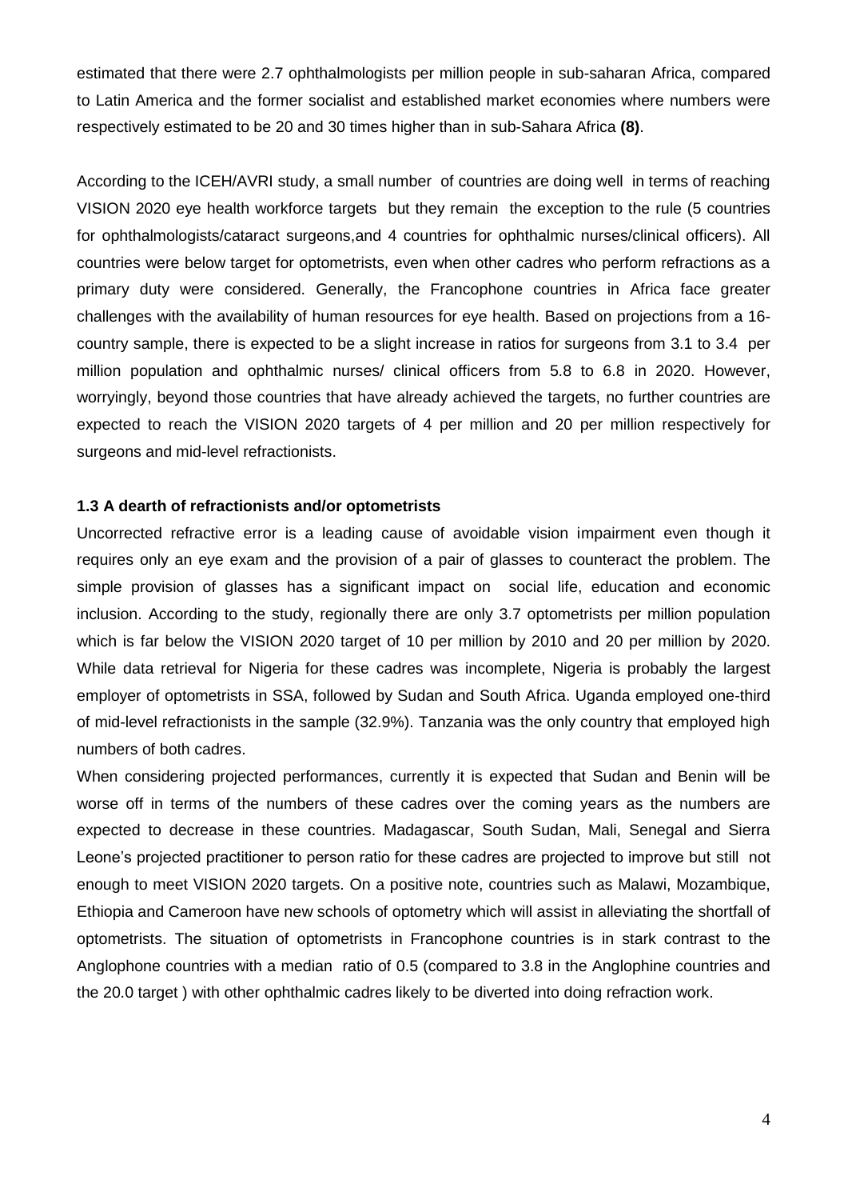estimated that there were 2.7 ophthalmologists per million people in sub-saharan Africa, compared to Latin America and the former socialist and established market economies where numbers were respectively estimated to be 20 and 30 times higher than in sub-Sahara Africa **(8)**.

According to the ICEH/AVRI study, a small number of countries are doing well in terms of reaching VISION 2020 eye health workforce targets but they remain the exception to the rule (5 countries for ophthalmologists/cataract surgeons,and 4 countries for ophthalmic nurses/clinical officers). All countries were below target for optometrists, even when other cadres who perform refractions as a primary duty were considered. Generally, the Francophone countries in Africa face greater challenges with the availability of human resources for eye health. Based on projections from a 16-country sample, there is expected to be a slight increase in ratios for surgeons from 3.1 to 3.4 per million population and ophthalmic nurses/ clinical officers from 5.8 to 6.8 in 2020. However, worryingly, beyond those countries that have already achieved the targets, no further countries are expected to reach the VISION 2020 targets of 4 per million and 20 per million respectively for surgeons and mid-level refractionists.

### 1.3 A dearth of refractionists and/or optometrists

Uncorrected refractive error is a leading cause of avoidable vision impairment even though it requires only an eye exam and the provision of a pair of glasses to counteract the problem. The simple provision of glasses has a significant impact on social life, education and economic inclusion. According to the study, regionally there are only 3.7 optometrists per million population which is far below the VISION 2020 target of 10 per million by 2010 and 20 per million by 2020. While data retrieval for Nigeria for these cadres was incomplete, Nigeria is probably the largest employer of optometrists in SSA, followed by Sudan and South Africa. Uganda employed one-third of mid-level refractionists in the sample (32.9%). Tanzania was the only country that employed high numbers of both cadres.

When considering projected performances, currently it is expected that Sudan and Benin will be worse off in terms of the numbers of these cadres over the coming years as the numbers are expected to decrease in these countries. Madagascar, South Sudan, Mali, Senegal and Sierra Leone's projected practitioner to person ratio for these cadres are projected to improve but still not enough to meet VISION 2020 targets. On a positive note, countries such as Malawi, Mozambique, Ethiopia and Cameroon have new schools of optometry which will assist in alleviating the shortfall of optometrists. The situation of optometrists in Francophone countries is in stark contrast to the Anglophone countries with a median ratio of 0.5 (compared to 3.8 in the Anglophine countries and the 20.0 target ) with other ophthalmic cadres likely to be diverted into doing refraction work.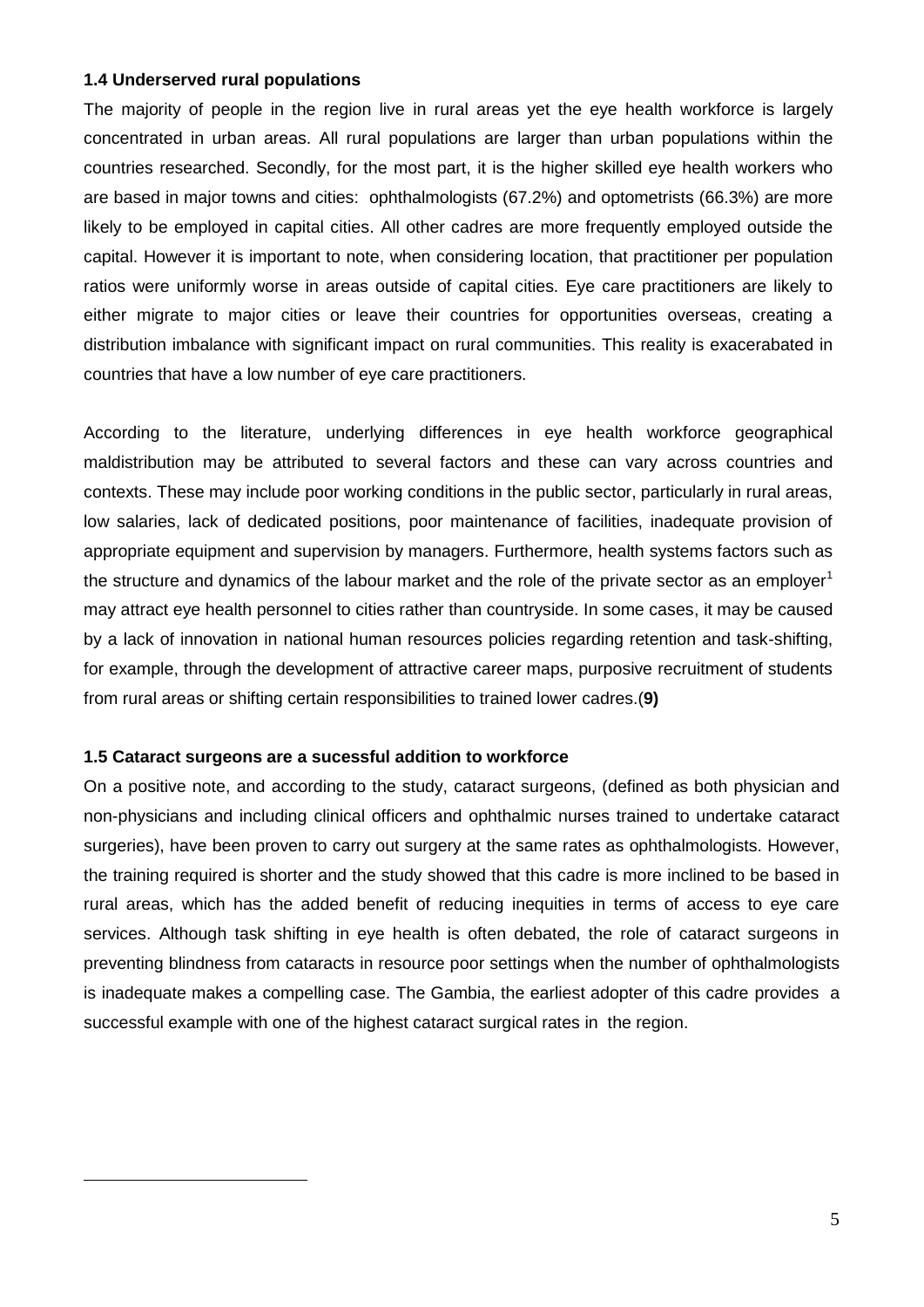### 1.4 Underserved rural populations

The majority of people in the region live in rural areas yet the eye health workforce is largely concentrated in urban areas. All rural populations are larger than urban populations within the countries researched. Secondly, for the most part, it is the higher skilled eye health workers who are based in major towns and cities: ophthalmologists (67.2%) and optometrists (66.3%) are more likely to be employed in capital cities. All other cadres are more frequently employed outside the capital. However it is important to note, when considering location, that practitioner per population ratios were uniformly worse in areas outside of capital cities. Eye care practitioners are likely to either migrate to major cities or leave their countries for opportunities overseas, creating a distribution imbalance with significant impact on rural communities. This reality is exacerabated in countries that have a low number of eye care practitioners.

According to the literature, underlying differences in eye health workforce geographical maldistribution may be attributed to several factors and these can vary across countries and contexts. These may include poor working conditions in the public sector, particularly in rural areas, low salaries, lack of dedicated positions, poor maintenance of facilities, inadequate provision of appropriate equipment and supervision by managers. Furthermore, health systems factors such as the structure and dynamics of the labour market and the role of the private sector as an employer[1] may attract eye health personnel to cities rather than countryside. In some cases, it may be caused by a lack of innovation in national human resources policies regarding retention and task-shifting, for example, through the development of attractive career maps, purposive recruitment of students from rural areas or shifting certain responsibilities to trained lower cadres.(**9)**

### 1.5 Cataract surgeons are a sucessful addition to workforce

On a positive note, and according to the study, cataract surgeons, (defined as both physician and non-physicians and including clinical officers and ophthalmic nurses trained to undertake cataract surgeries), have been proven to carry out surgery at the same rates as ophthalmologists. However, the training required is shorter and the study showed that this cadre is more inclined to be based in rural areas, which has the added benefit of reducing inequities in terms of access to eye care services. Although task shifting in eye health is often debated, the role of cataract surgeons in preventing blindness from cataracts in resource poor settings when the number of ophthalmologists is inadequate makes a compelling case. The Gambia, the earliest adopter of this cadre provides a successful example with one of the highest cataract surgical rates in the region.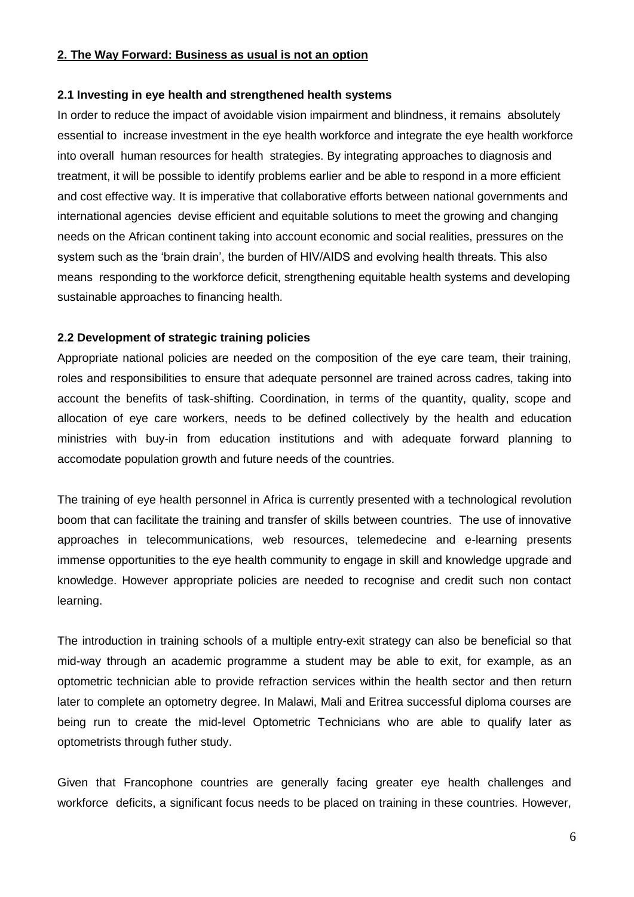## 2. The Way Forward: Business as usual is not an option

### 2.1 Investing in eye health and strengthened health systems

In order to reduce the impact of avoidable vision impairment and blindness, it remains absolutely essential to increase investment in the eye health workforce and integrate the eye health workforce into overall human resources for health strategies. By integrating approaches to diagnosis and treatment, it will be possible to identify problems earlier and be able to respond in a more efficient and cost effective way. It is imperative that collaborative efforts between national governments and international agencies devise efficient and equitable solutions to meet the growing and changing needs on the African continent taking into account economic and social realities, pressures on the system such as the 'brain drain', the burden of HIV/AIDS and evolving health threats. This also means responding to the workforce deficit, strengthening equitable health systems and developing sustainable approaches to financing health.

### 2.2 Development of strategic training policies

Appropriate national policies are needed on the composition of the eye care team, their training, roles and responsibilities to ensure that adequate personnel are trained across cadres, taking into account the benefits of task-shifting. Coordination, in terms of the quantity, quality, scope and allocation of eye care workers, needs to be defined collectively by the health and education ministries with buy-in from education institutions and with adequate forward planning to accomodate population growth and future needs of the countries.

The training of eye health personnel in Africa is currently presented with a technological revolution boom that can facilitate the training and transfer of skills between countries. The use of innovative approaches in telecommunications, web resources, telemedecine and e-learning presents immense opportunities to the eye health community to engage in skill and knowledge upgrade and knowledge. However appropriate policies are needed to recognise and credit such non contact learning.

The introduction in training schools of a multiple entry-exit strategy can also be beneficial so that mid-way through an academic programme a student may be able to exit, for example, as an optometric technician able to provide refraction services within the health sector and then return later to complete an optometry degree. In Malawi, Mali and Eritrea successful diploma courses are being run to create the mid-level Optometric Technicians who are able to qualify later as optometrists through futher study.

Given that Francophone countries are generally facing greater eye health challenges and workforce deficits, a significant focus needs to be placed on training in these countries. However,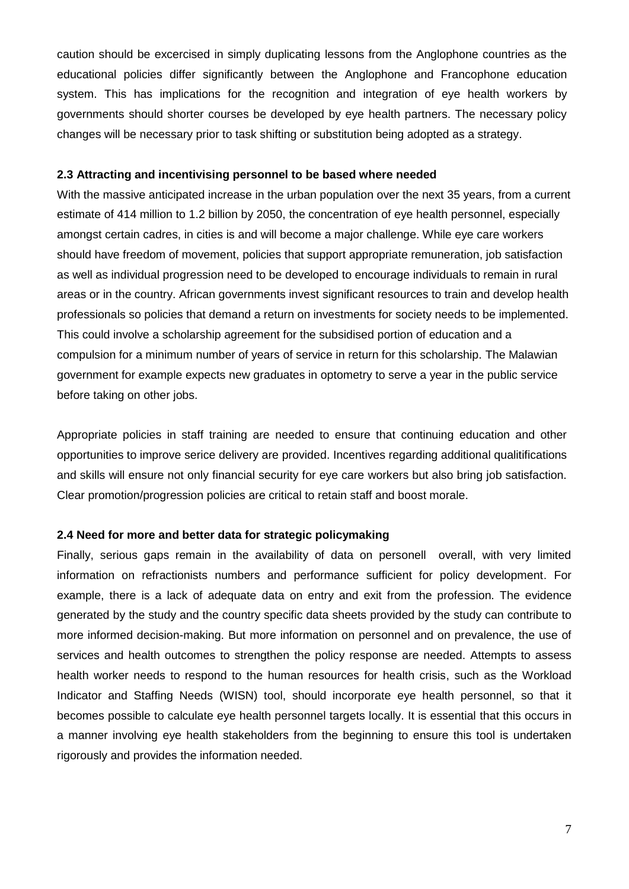caution should be excercised in simply duplicating lessons from the Anglophone countries as the educational policies differ significantly between the Anglophone and Francophone education system. This has implications for the recognition and integration of eye health workers by governments should shorter courses be developed by eye health partners. The necessary policy changes will be necessary prior to task shifting or substitution being adopted as a strategy.

### 2.3 Attracting and incentivising personnel to be based where needed

With the massive anticipated increase in the urban population over the next 35 years, from a current estimate of 414 million to 1.2 billion by 2050, the concentration of eye health personnel, especially amongst certain cadres, in cities is and will become a major challenge. While eye care workers should have freedom of movement, policies that support appropriate remuneration, job satisfaction as well as individual progression need to be developed to encourage individuals to remain in rural areas or in the country. African governments invest significant resources to train and develop health professionals so policies that demand a return on investments for society needs to be implemented. This could involve a scholarship agreement for the subsidised portion of education and a compulsion for a minimum number of years of service in return for this scholarship. The Malawian government for example expects new graduates in optometry to serve a year in the public service before taking on other jobs.

Appropriate policies in staff training are needed to ensure that continuing education and other opportunities to improve serice delivery are provided. Incentives regarding additional qualitifications and skills will ensure not only financial security for eye care workers but also bring job satisfaction. Clear promotion/progression policies are critical to retain staff and boost morale.

### 2.4 Need for more and better data for strategic policymaking

Finally, serious gaps remain in the availability of data on personell overall, with very limited information on refractionists numbers and performance sufficient for policy development. For example, there is a lack of adequate data on entry and exit from the profession. The evidence generated by the study and the country specific data sheets provided by the study can contribute to more informed decision-making. But more information on personnel and on prevalence, the use of services and health outcomes to strengthen the policy response are needed. Attempts to assess health worker needs to respond to the human resources for health crisis, such as the Workload Indicator and Staffing Needs (WISN) tool, should incorporate eye health personnel, so that it becomes possible to calculate eye health personnel targets locally. It is essential that this occurs in a manner involving eye health stakeholders from the beginning to ensure this tool is undertaken rigorously and provides the information needed.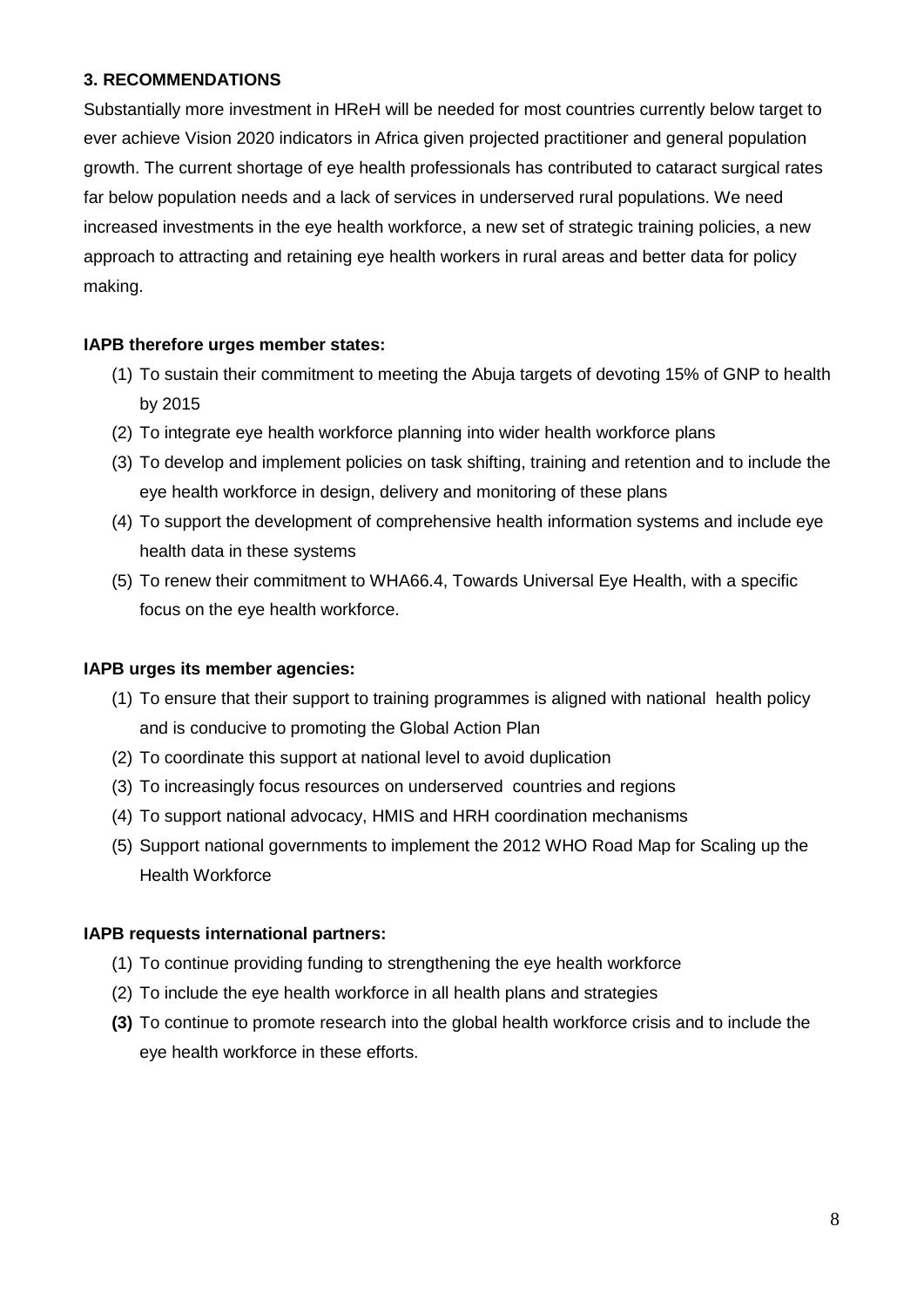## 3. RECOMMENDATIONS

Substantially more investment in HReH will be needed for most countries currently below target to ever achieve Vision 2020 indicators in Africa given projected practitioner and general population growth. The current shortage of eye health professionals has contributed to cataract surgical rates far below population needs and a lack of services in underserved rural populations. We need increased investments in the eye health workforce, a new set of strategic training policies, a new approach to attracting and retaining eye health workers in rural areas and better data for policy making.

**IAPB therefore urges member states:**

(1) To sustain their commitment to meeting the Abuja targets of devoting 15% of GNP to health by 2015
(2) To integrate eye health workforce planning into wider health workforce plans
(3) To develop and implement policies on task shifting, training and retention and to include the eye health workforce in design, delivery and monitoring of these plans
(4) To support the development of comprehensive health information systems and include eye health data in these systems
(5) To renew their commitment to WHA66.4, Towards Universal Eye Health, with a specific focus on the eye health workforce.

**IAPB urges its member agencies:**

(1) To ensure that their support to training programmes is aligned with national health policy and is conducive to promoting the Global Action Plan
(2) To coordinate this support at national level to avoid duplication
(3) To increasingly focus resources on underserved countries and regions
(4) To support national advocacy, HMIS and HRH coordination mechanisms
(5) Support national governments to implement the 2012 WHO Road Map for Scaling up the Health Workforce

**IAPB requests international partners:**

(1) To continue providing funding to strengthening the eye health workforce
(2) To include the eye health workforce in all health plans and strategies
**(3)** To continue to promote research into the global health workforce crisis and to include the eye health workforce in these efforts.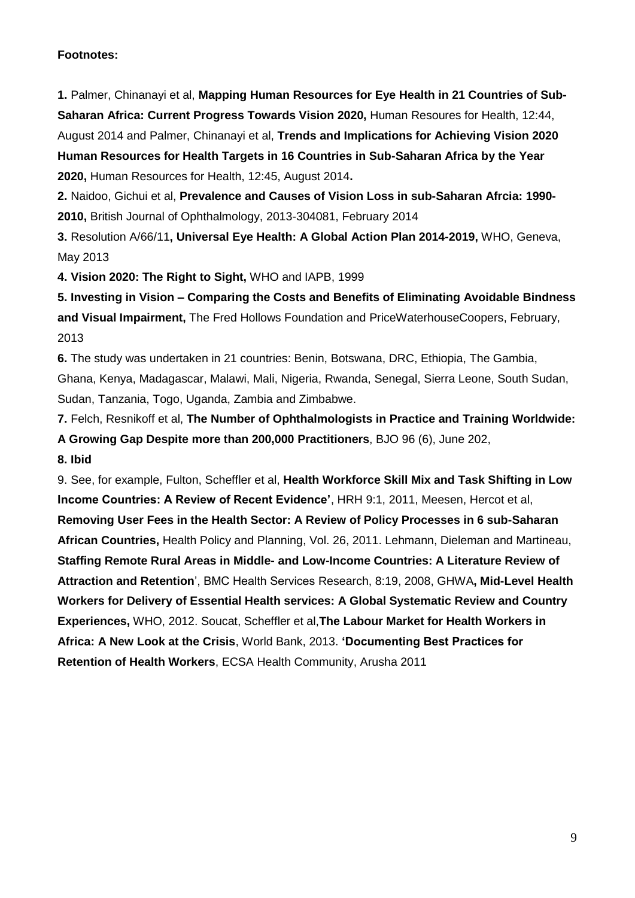**Footnotes:**

**1.** Palmer, Chinanayi et al, **Mapping Human Resources for Eye Health in 21 Countries of Sub-Saharan Africa: Current Progress Towards Vision 2020,** Human Resoures for Health, 12:44, August 2014 and Palmer, Chinanayi et al, **Trends and Implications for Achieving Vision 2020 Human Resources for Health Targets in 16 Countries in Sub-Saharan Africa by the Year 2020,** Human Resources for Health, 12:45, August 2014**.**

**2.** Naidoo, Gichui et al, **Prevalence and Causes of Vision Loss in sub-Saharan Afrcia: 1990-2010,** British Journal of Ophthalmology, 2013-304081, February 2014

**3.** Resolution A/66/11**, Universal Eye Health: A Global Action Plan 2014-2019,** WHO, Geneva, May 2013

**4. Vision 2020: The Right to Sight,** WHO and IAPB, 1999

**5. Investing in Vision – Comparing the Costs and Benefits of Eliminating Avoidable Bindness and Visual Impairment,** The Fred Hollows Foundation and PriceWaterhouseCoopers, February, 2013

**6.** The study was undertaken in 21 countries: Benin, Botswana, DRC, Ethiopia, The Gambia, Ghana, Kenya, Madagascar, Malawi, Mali, Nigeria, Rwanda, Senegal, Sierra Leone, South Sudan, Sudan, Tanzania, Togo, Uganda, Zambia and Zimbabwe.

**7.** Felch, Resnikoff et al, **The Number of Ophthalmologists in Practice and Training Worldwide: A Growing Gap Despite more than 200,000 Practitioners**, BJO 96 (6), June 202,

**8. Ibid**

9. See, for example, Fulton, Scheffler et al, **Health Workforce Skill Mix and Task Shifting in Low Income Countries: A Review of Recent Evidence'**, HRH 9:1, 2011, Meesen, Hercot et al, **Removing User Fees in the Health Sector: A Review of Policy Processes in 6 sub-Saharan African Countries,** Health Policy and Planning, Vol. 26, 2011. Lehmann, Dieleman and Martineau, **Staffing Remote Rural Areas in Middle- and Low-Income Countries: A Literature Review of Attraction and Retention**', BMC Health Services Research, 8:19, 2008, GHWA**, Mid-Level Health Workers for Delivery of Essential Health services: A Global Systematic Review and Country Experiences,** WHO, 2012. Soucat, Scheffler et al,**The Labour Market for Health Workers in Africa: A New Look at the Crisis**, World Bank, 2013. **'Documenting Best Practices for Retention of Health Workers**, ECSA Health Community, Arusha 2011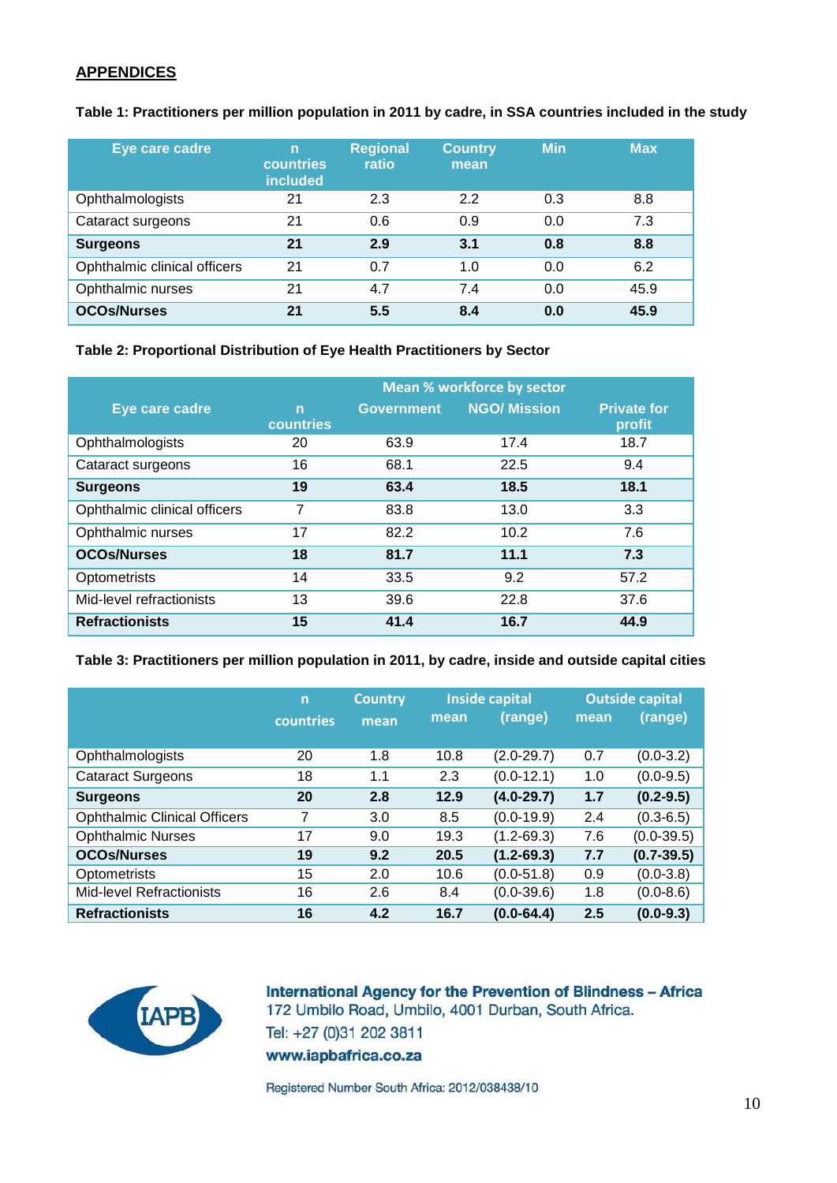## APPENDICES

**Table 1: Practitioners per million population in 2011 by cadre, in SSA countries included in the study**

| Eye care cadre | n countries included | Regional ratio | Country mean | Min | Max |
|---|---|---|---|---|---|
| Ophthalmologists | 21 | 2.3 | 2.2 | 0.3 | 8.8 |
| Cataract surgeons | 21 | 0.6 | 0.9 | 0.0 | 7.3 |
| **Surgeons** | **21** | **2.9** | **3.1** | **0.8** | **8.8** |
| Ophthalmic clinical officers | 21 | 0.7 | 1.0 | 0.0 | 6.2 |
| Ophthalmic nurses | 21 | 4.7 | 7.4 | 0.0 | 45.9 |
| **OCOs/Nurses** | **21** | **5.5** | **8.4** | **0.0** | **45.9** |

**Table 2: Proportional Distribution of Eye Health Practitioners by Sector**

| Eye care cadre | n countries | Mean % workforce by sector | | |
|---|---|---|---|---|
| | | Government | NGO/ Mission | Private for profit |
| Ophthalmologists | 20 | 63.9 | 17.4 | 18.7 |
| Cataract surgeons | 16 | 68.1 | 22.5 | 9.4 |
| **Surgeons** | **19** | **63.4** | **18.5** | **18.1** |
| Ophthalmic clinical officers | 7 | 83.8 | 13.0 | 3.3 |
| Ophthalmic nurses | 17 | 82.2 | 10.2 | 7.6 |
| **OCOs/Nurses** | **18** | **81.7** | **11.1** | **7.3** |
| Optometrists | 14 | 33.5 | 9.2 | 57.2 |
| Mid-level refractionists | 13 | 39.6 | 22.8 | 37.6 |
| **Refractionists** | **15** | **41.4** | **16.7** | **44.9** |

**Table 3: Practitioners per million population in 2011, by cadre, inside and outside capital cities**

| | n countries | Country mean | Inside capital mean | Inside capital (range) | Outside capital mean | Outside capital (range) |
|---|---|---|---|---|---|---|
| Ophthalmologists | 20 | 1.8 | 10.8 | (2.0-29.7) | 0.7 | (0.0-3.2) |
| Cataract Surgeons | 18 | 1.1 | 2.3 | (0.0-12.1) | 1.0 | (0.0-9.5) |
| **Surgeons** | **20** | **2.8** | **12.9** | **(4.0-29.7)** | **1.7** | **(0.2-9.5)** |
| Ophthalmic Clinical Officers | 7 | 3.0 | 8.5 | (0.0-19.9) | 2.4 | (0.3-6.5) |
| Ophthalmic Nurses | 17 | 9.0 | 19.3 | (1.2-69.3) | 7.6 | (0.0-39.5) |
| **OCOs/Nurses** | **19** | **9.2** | **20.5** | **(1.2-69.3)** | **7.7** | **(0.7-39.5)** |
| Optometrists | 15 | 2.0 | 10.6 | (0.0-51.8) | 0.9 | (0.0-3.8) |
| Mid-level Refractionists | 16 | 2.6 | 8.4 | (0.0-39.6) | 1.8 | (0.0-8.6) |
| **Refractionists** | **16** | **4.2** | **16.7** | **(0.0-64.4)** | **2.5** | **(0.0-9.3)** |

IAPB

**International Agency for the Prevention of Blindness – Africa**
172 Umbilo Road, Umbilo, 4001 Durban, South Africa.
Tel: +27 (0)31 202 3811
**www.iapbafrica.co.za**

Registered Number South Africa: 2012/038438/10